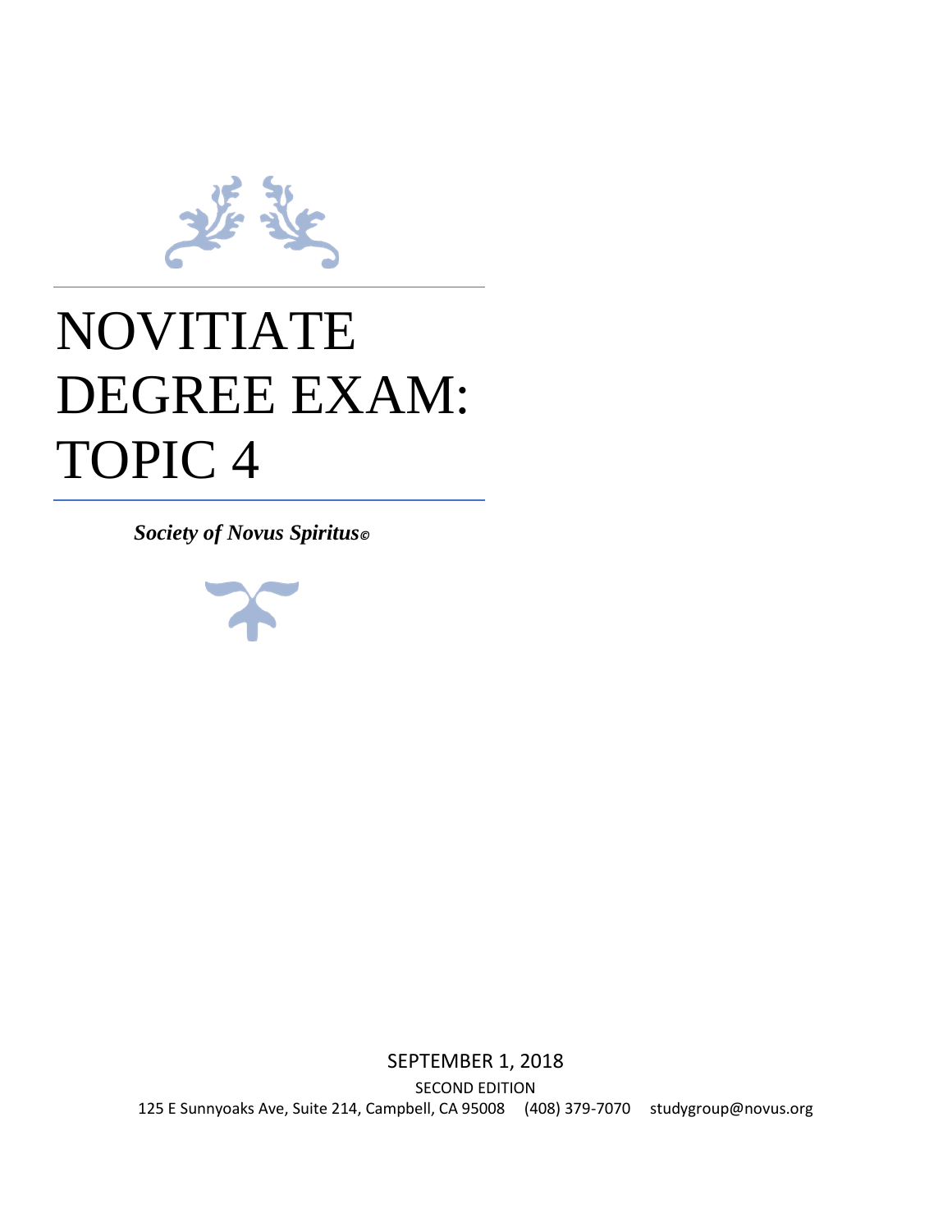# NOVITIATE DEGREE EXAM: TOPIC 4

***Society of Novus Spiritus©***

SEPTEMBER 1, 2018

SECOND EDITION

125 E Sunnyoaks Ave, Suite 214, Campbell, CA 95008 (408) 379-7070 studygroup@novus.org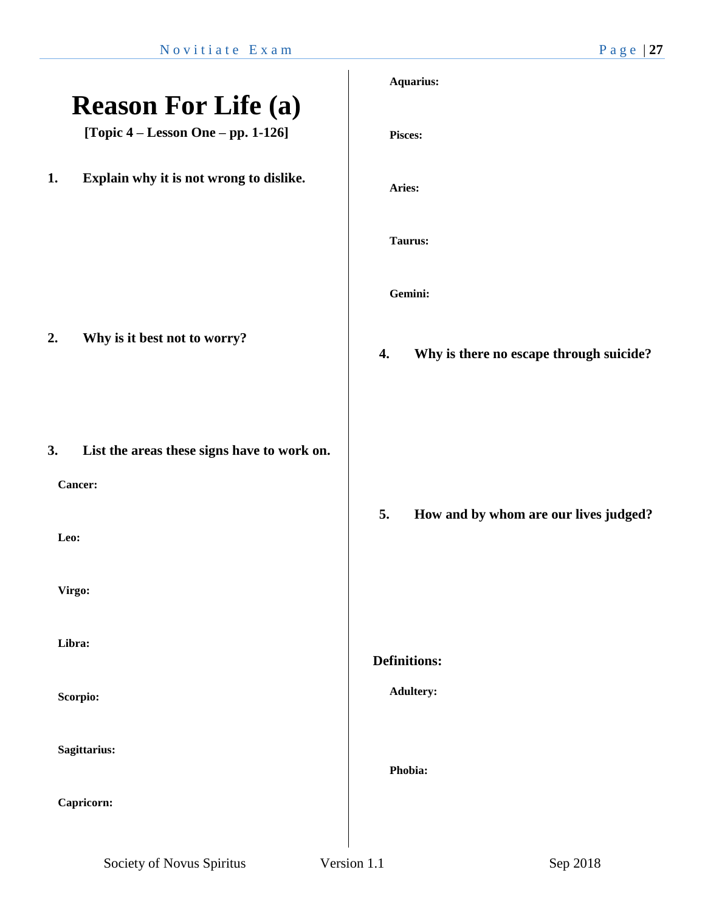# Reason For Life (a)

**[Topic 4 – Lesson One – pp. 1-126]**

**1. Explain why it is not wrong to dislike.**

**2. Why is it best not to worry?**

**3. List the areas these signs have to work on.**

**Cancer:**

**Leo:**

**Virgo:**

**Libra:**

**Scorpio:**

**Sagittarius:**

**Capricorn:**

**Aquarius:**

**Pisces:**

**Aries:**

**Taurus:**

**Gemini:**

**4. Why is there no escape through suicide?**

**5. How and by whom are our lives judged?**

## Definitions:

**Adultery:**

**Phobia:**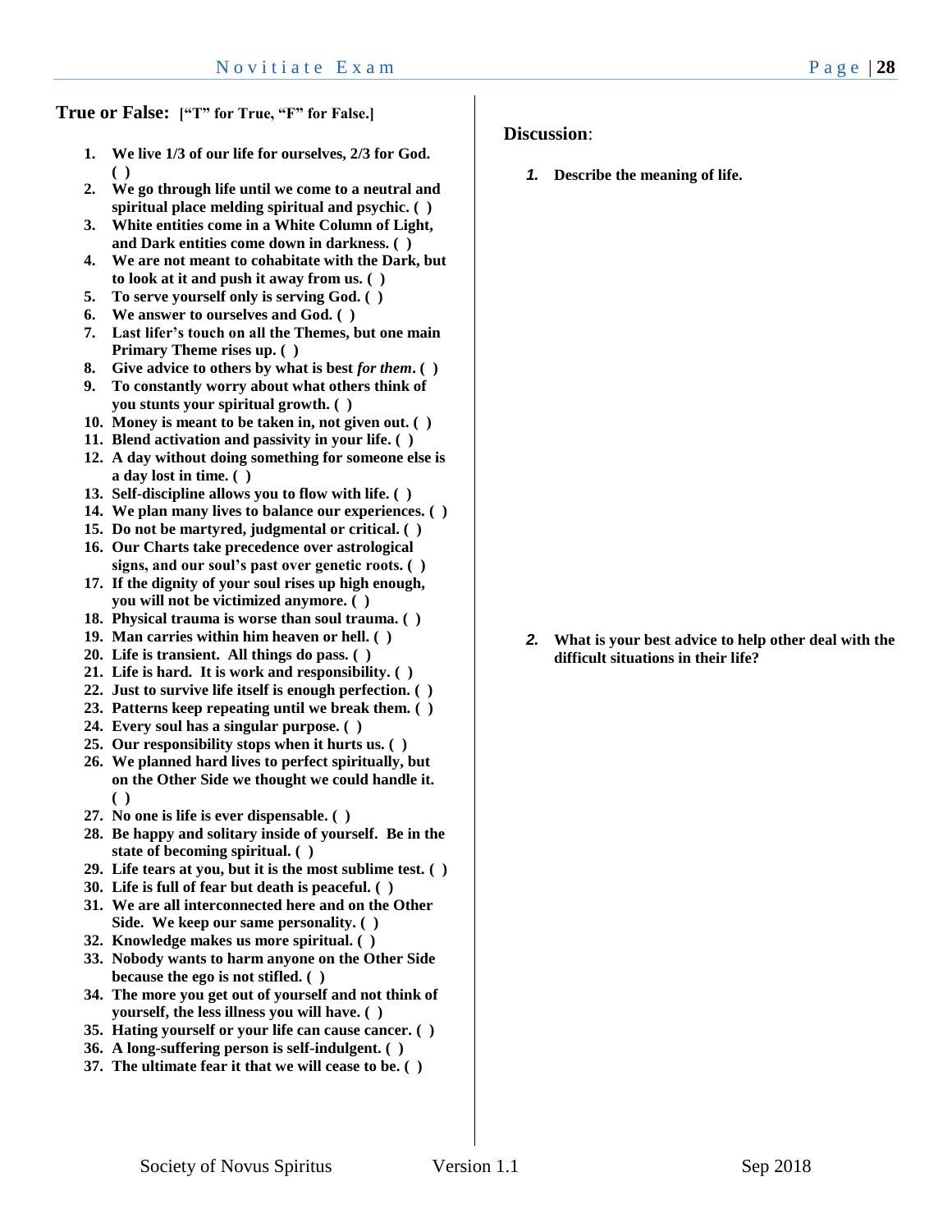## True or False: **["T" for True, "F" for False.]**

1. **We live 1/3 of our life for ourselves, 2/3 for God. ( )**
2. **We go through life until we come to a neutral and spiritual place melding spiritual and psychic. ( )**
3. **White entities come in a White Column of Light, and Dark entities come down in darkness. ( )**
4. **We are not meant to cohabitate with the Dark, but to look at it and push it away from us. ( )**
5. **To serve yourself only is serving God. ( )**
6. **We answer to ourselves and God. ( )**
7. **Last lifer's touch on all the Themes, but one main Primary Theme rises up. ( )**
8. **Give advice to others by what is best *for them*. ( )**
9. **To constantly worry about what others think of you stunts your spiritual growth. ( )**
10. **Money is meant to be taken in, not given out. ( )**
11. **Blend activation and passivity in your life. ( )**
12. **A day without doing something for someone else is a day lost in time. ( )**
13. **Self-discipline allows you to flow with life. ( )**
14. **We plan many lives to balance our experiences. ( )**
15. **Do not be martyred, judgmental or critical. ( )**
16. **Our Charts take precedence over astrological signs, and our soul's past over genetic roots. ( )**
17. **If the dignity of your soul rises up high enough, you will not be victimized anymore. ( )**
18. **Physical trauma is worse than soul trauma. ( )**
19. **Man carries within him heaven or hell. ( )**
20. **Life is transient. All things do pass. ( )**
21. **Life is hard. It is work and responsibility. ( )**
22. **Just to survive life itself is enough perfection. ( )**
23. **Patterns keep repeating until we break them. ( )**
24. **Every soul has a singular purpose. ( )**
25. **Our responsibility stops when it hurts us. ( )**
26. **We planned hard lives to perfect spiritually, but on the Other Side we thought we could handle it. ( )**
27. **No one is life is ever dispensable. ( )**
28. **Be happy and solitary inside of yourself. Be in the state of becoming spiritual. ( )**
29. **Life tears at you, but it is the most sublime test. ( )**
30. **Life is full of fear but death is peaceful. ( )**
31. **We are all interconnected here and on the Other Side. We keep our same personality. ( )**
32. **Knowledge makes us more spiritual. ( )**
33. **Nobody wants to harm anyone on the Other Side because the ego is not stifled. ( )**
34. **The more you get out of yourself and not think of yourself, the less illness you will have. ( )**
35. **Hating yourself or your life can cause cancer. ( )**
36. **A long-suffering person is self-indulgent. ( )**
37. **The ultimate fear it that we will cease to be. ( )**

## Discussion:

1. **Describe the meaning of life.**

2. **What is your best advice to help other deal with the difficult situations in their life?**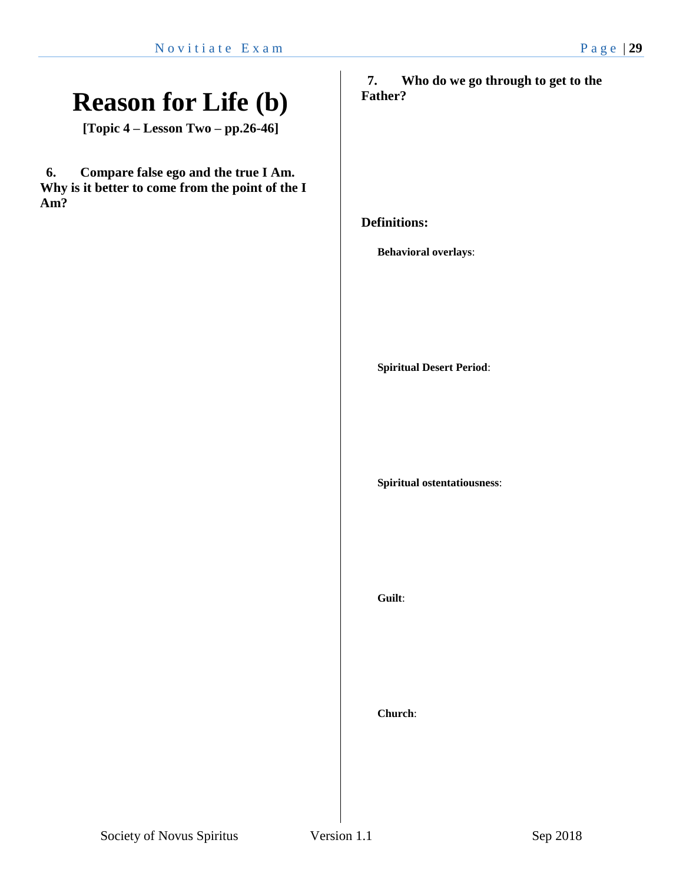# Reason for Life (b)

**[Topic 4 – Lesson Two – pp.26-46]**

**6. Compare false ego and the true I Am. Why is it better to come from the point of the I Am?**

**7. Who do we go through to get to the Father?**

## Definitions:

**Behavioral overlays**:

**Spiritual Desert Period**:

**Spiritual ostentatiousness**:

**Guilt**:

**Church**: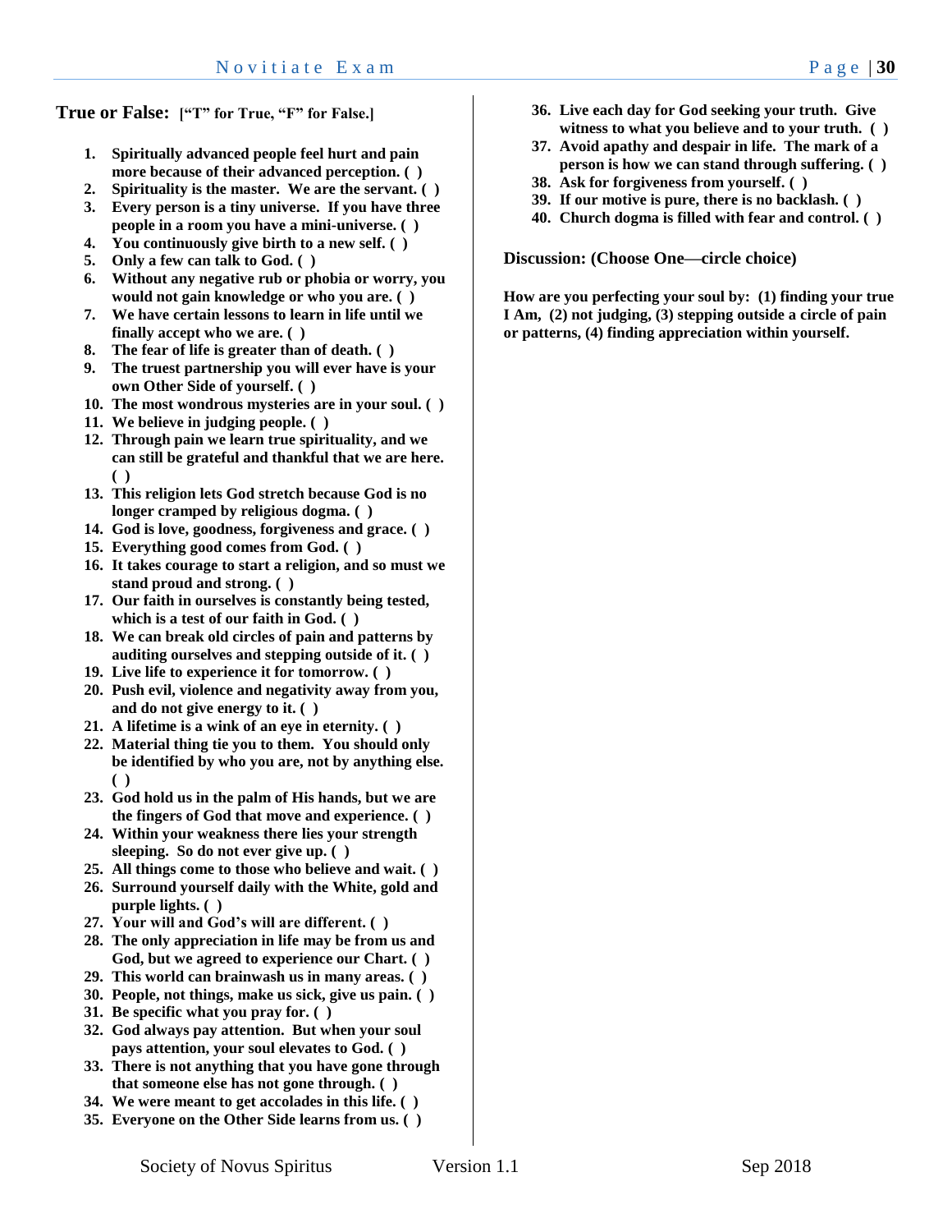**True or False:** **["T" for True, "F" for False.]**

1. **Spiritually advanced people feel hurt and pain more because of their advanced perception. ( )**
2. **Spirituality is the master. We are the servant. ( )**
3. **Every person is a tiny universe. If you have three people in a room you have a mini-universe. ( )**
4. **You continuously give birth to a new self. ( )**
5. **Only a few can talk to God. ( )**
6. **Without any negative rub or phobia or worry, you would not gain knowledge or who you are. ( )**
7. **We have certain lessons to learn in life until we finally accept who we are. ( )**
8. **The fear of life is greater than of death. ( )**
9. **The truest partnership you will ever have is your own Other Side of yourself. ( )**
10. **The most wondrous mysteries are in your soul. ( )**
11. **We believe in judging people. ( )**
12. **Through pain we learn true spirituality, and we can still be grateful and thankful that we are here. ( )**
13. **This religion lets God stretch because God is no longer cramped by religious dogma. ( )**
14. **God is love, goodness, forgiveness and grace. ( )**
15. **Everything good comes from God. ( )**
16. **It takes courage to start a religion, and so must we stand proud and strong. ( )**
17. **Our faith in ourselves is constantly being tested, which is a test of our faith in God. ( )**
18. **We can break old circles of pain and patterns by auditing ourselves and stepping outside of it. ( )**
19. **Live life to experience it for tomorrow. ( )**
20. **Push evil, violence and negativity away from you, and do not give energy to it. ( )**
21. **A lifetime is a wink of an eye in eternity. ( )**
22. **Material thing tie you to them. You should only be identified by who you are, not by anything else. ( )**
23. **God hold us in the palm of His hands, but we are the fingers of God that move and experience. ( )**
24. **Within your weakness there lies your strength sleeping. So do not ever give up. ( )**
25. **All things come to those who believe and wait. ( )**
26. **Surround yourself daily with the White, gold and purple lights. ( )**
27. **Your will and God's will are different. ( )**
28. **The only appreciation in life may be from us and God, but we agreed to experience our Chart. ( )**
29. **This world can brainwash us in many areas. ( )**
30. **People, not things, make us sick, give us pain. ( )**
31. **Be specific what you pray for. ( )**
32. **God always pay attention. But when your soul pays attention, your soul elevates to God. ( )**
33. **There is not anything that you have gone through that someone else has not gone through. ( )**
34. **We were meant to get accolades in this life. ( )**
35. **Everyone on the Other Side learns from us. ( )**
36. **Live each day for God seeking your truth. Give witness to what you believe and to your truth. ( )**
37. **Avoid apathy and despair in life. The mark of a person is how we can stand through suffering. ( )**
38. **Ask for forgiveness from yourself. ( )**
39. **If our motive is pure, there is no backlash. ( )**
40. **Church dogma is filled with fear and control. ( )**

**Discussion: (Choose One—circle choice)**

**How are you perfecting your soul by: (1) finding your true I Am, (2) not judging, (3) stepping outside a circle of pain or patterns, (4) finding appreciation within yourself.**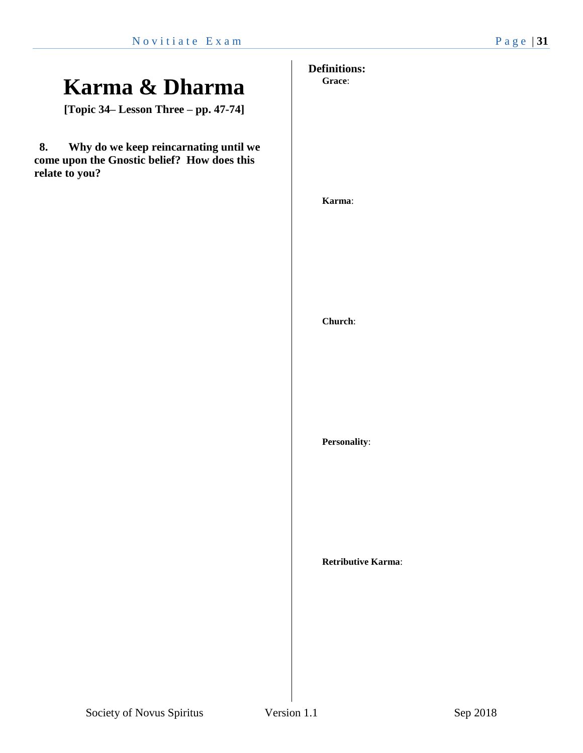# Karma & Dharma

**[Topic 34– Lesson Three – pp. 47-74]**

**8. Why do we keep reincarnating until we come upon the Gnostic belief? How does this relate to you?**

**Definitions:**

**Grace**:

**Karma**:

**Church**:

**Personality**:

**Retributive Karma**: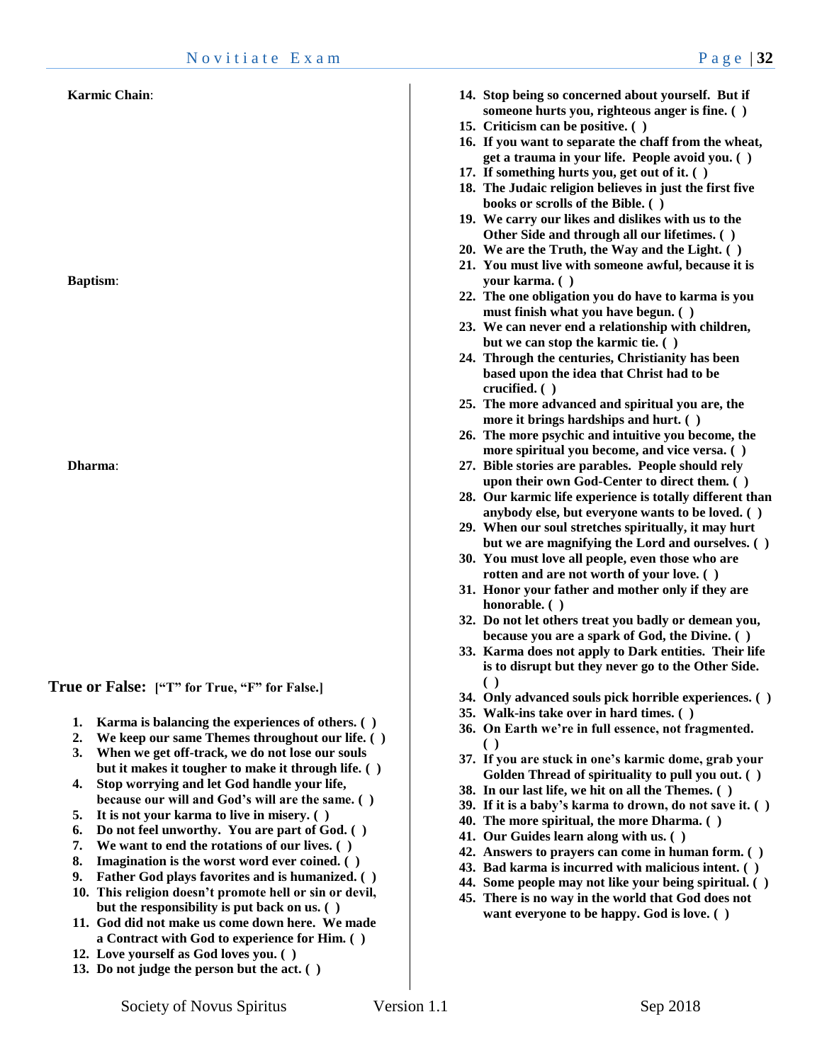**Karmic Chain**:

**Baptism**:

**Dharma**:

## True or False: [“T” for True, “F” for False.]

1. **Karma is balancing the experiences of others. ( )**
2. **We keep our same Themes throughout our life. ( )**
3. **When we get off-track, we do not lose our souls but it makes it tougher to make it through life. ( )**
4. **Stop worrying and let God handle your life, because our will and God’s will are the same. ( )**
5. **It is not your karma to live in misery. ( )**
6. **Do not feel unworthy. You are part of God. ( )**
7. **We want to end the rotations of our lives. ( )**
8. **Imagination is the worst word ever coined. ( )**
9. **Father God plays favorites and is humanized. ( )**
10. **This religion doesn’t promote hell or sin or devil, but the responsibility is put back on us. ( )**
11. **God did not make us come down here. We made a Contract with God to experience for Him. ( )**
12. **Love yourself as God loves you. ( )**
13. **Do not judge the person but the act. ( )**
14. **Stop being so concerned about yourself. But if someone hurts you, righteous anger is fine. ( )**
15. **Criticism can be positive. ( )**
16. **If you want to separate the chaff from the wheat, get a trauma in your life. People avoid you. ( )**
17. **If something hurts you, get out of it. ( )**
18. **The Judaic religion believes in just the first five books or scrolls of the Bible. ( )**
19. **We carry our likes and dislikes with us to the Other Side and through all our lifetimes. ( )**
20. **We are the Truth, the Way and the Light. ( )**
21. **You must live with someone awful, because it is your karma. ( )**
22. **The one obligation you do have to karma is you must finish what you have begun. ( )**
23. **We can never end a relationship with children, but we can stop the karmic tie. ( )**
24. **Through the centuries, Christianity has been based upon the idea that Christ had to be crucified. ( )**
25. **The more advanced and spiritual you are, the more it brings hardships and hurt. ( )**
26. **The more psychic and intuitive you become, the more spiritual you become, and vice versa. ( )**
27. **Bible stories are parables. People should rely upon their own God-Center to direct them. ( )**
28. **Our karmic life experience is totally different than anybody else, but everyone wants to be loved. ( )**
29. **When our soul stretches spiritually, it may hurt but we are magnifying the Lord and ourselves. ( )**
30. **You must love all people, even those who are rotten and are not worth of your love. ( )**
31. **Honor your father and mother only if they are honorable. ( )**
32. **Do not let others treat you badly or demean you, because you are a spark of God, the Divine. ( )**
33. **Karma does not apply to Dark entities. Their life is to disrupt but they never go to the Other Side. ( )**
34. **Only advanced souls pick horrible experiences. ( )**
35. **Walk-ins take over in hard times. ( )**
36. **On Earth we’re in full essence, not fragmented. ( )**
37. **If you are stuck in one’s karmic dome, grab your Golden Thread of spirituality to pull you out. ( )**
38. **In our last life, we hit on all the Themes. ( )**
39. **If it is a baby’s karma to drown, do not save it. ( )**
40. **The more spiritual, the more Dharma. ( )**
41. **Our Guides learn along with us. ( )**
42. **Answers to prayers can come in human form. ( )**
43. **Bad karma is incurred with malicious intent. ( )**
44. **Some people may not like your being spiritual. ( )**
45. **There is no way in the world that God does not want everyone to be happy. God is love. ( )**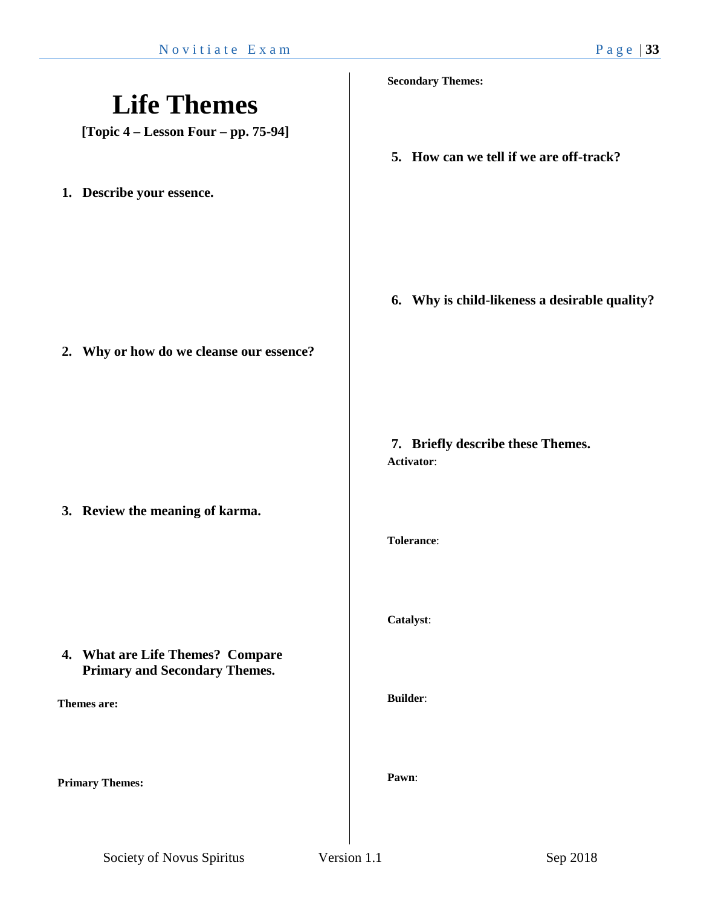# Life Themes

**[Topic 4 – Lesson Four – pp. 75-94]**

1. **Describe your essence.**

2. **Why or how do we cleanse our essence?**

3. **Review the meaning of karma.**

4. **What are Life Themes? Compare Primary and Secondary Themes.**

**Themes are:**

**Primary Themes:**

**Secondary Themes:**

5. **How can we tell if we are off-track?**

6. **Why is child-likeness a desirable quality?**

7. **Briefly describe these Themes.**

**Activator**:

**Tolerance**:

**Catalyst**:

**Builder**:

**Pawn**: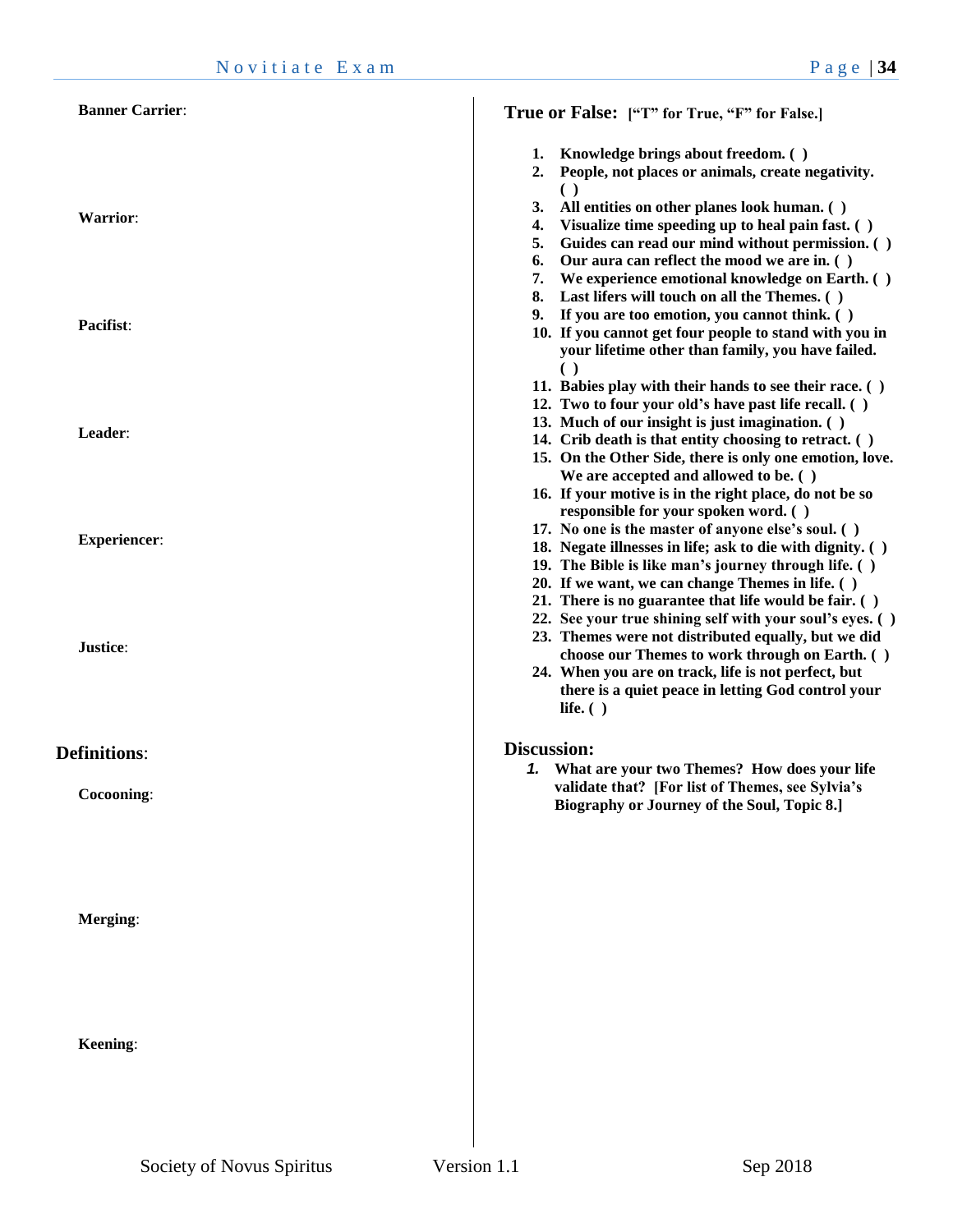**Banner Carrier**:

**Warrior**:

**Pacifist**:

**Leader**:

**Experiencer**:

**Justice**:

## Definitions:

**Cocooning**:

**Merging**:

**Keening**:

## True or False: ["T" for True, "F" for False.]

1. **Knowledge brings about freedom. ( )**
2. **People, not places or animals, create negativity. ( )**
3. **All entities on other planes look human. ( )**
4. **Visualize time speeding up to heal pain fast. ( )**
5. **Guides can read our mind without permission. ( )**
6. **Our aura can reflect the mood we are in. ( )**
7. **We experience emotional knowledge on Earth. ( )**
8. **Last lifers will touch on all the Themes. ( )**
9. **If you are too emotion, you cannot think. ( )**
10. **If you cannot get four people to stand with you in your lifetime other than family, you have failed. ( )**
11. **Babies play with their hands to see their race. ( )**
12. **Two to four your old's have past life recall. ( )**
13. **Much of our insight is just imagination. ( )**
14. **Crib death is that entity choosing to retract. ( )**
15. **On the Other Side, there is only one emotion, love. We are accepted and allowed to be. ( )**
16. **If your motive is in the right place, do not be so responsible for your spoken word. ( )**
17. **No one is the master of anyone else's soul. ( )**
18. **Negate illnesses in life; ask to die with dignity. ( )**
19. **The Bible is like man's journey through life. ( )**
20. **If we want, we can change Themes in life. ( )**
21. **There is no guarantee that life would be fair. ( )**
22. **See your true shining self with your soul's eyes. ( )**
23. **Themes were not distributed equally, but we did choose our Themes to work through on Earth. ( )**
24. **When you are on track, life is not perfect, but there is a quiet peace in letting God control your life. ( )**

## Discussion:

1. **What are your two Themes? How does your life validate that? [For list of Themes, see Sylvia's Biography or Journey of the Soul, Topic 8.]**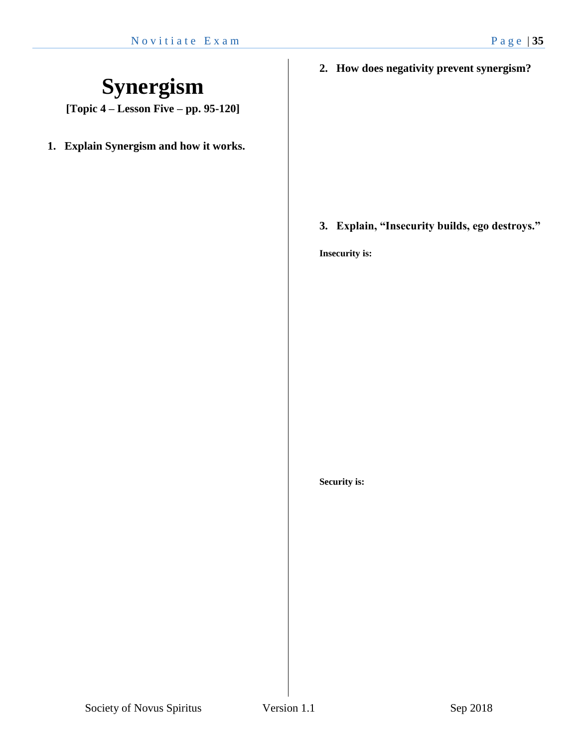# Synergism

**[Topic 4 – Lesson Five – pp. 95-120]**

1. **Explain Synergism and how it works.**

2. **How does negativity prevent synergism?**

3. **Explain, "Insecurity builds, ego destroys."**

**Insecurity is:**

**Security is:**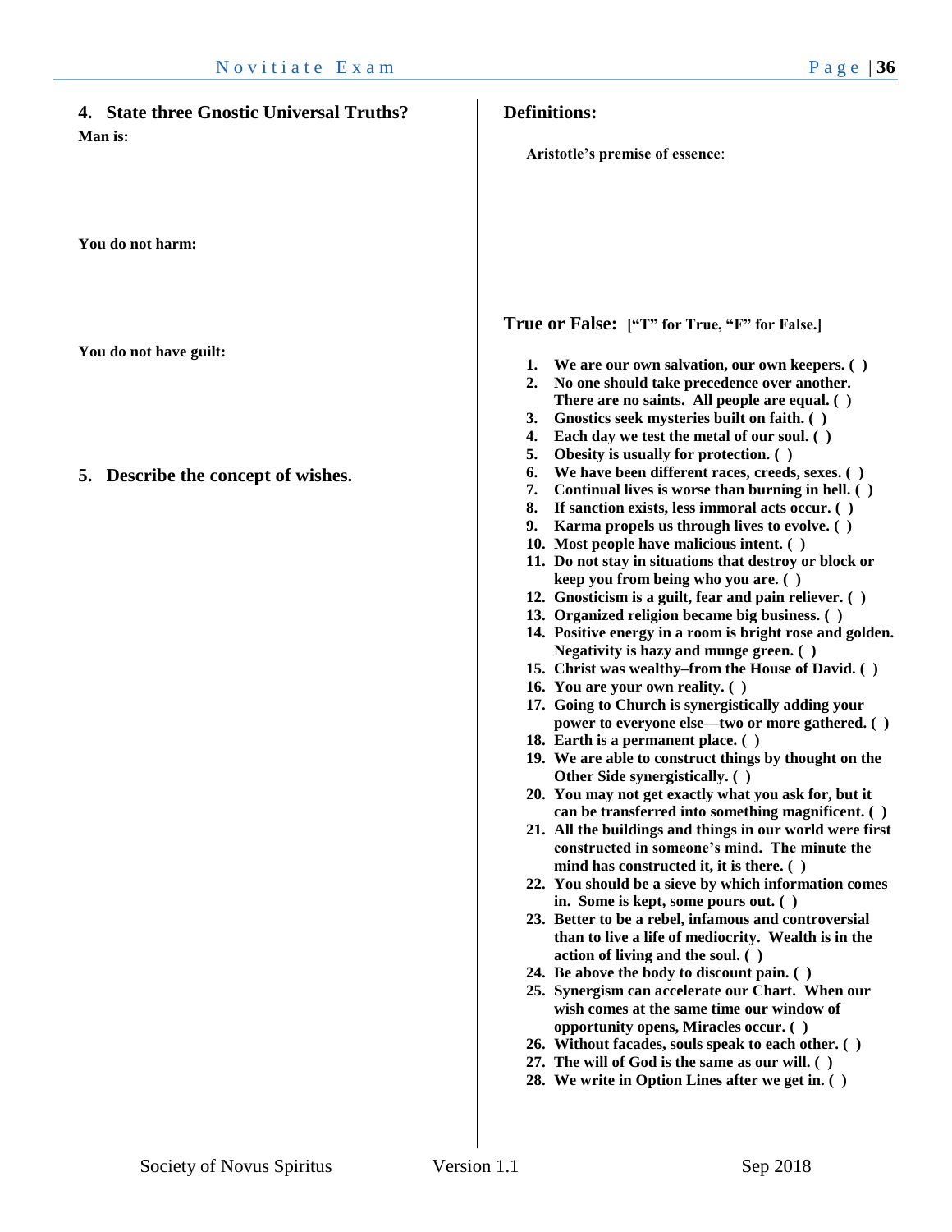## 4. State three Gnostic Universal Truths?

**Man is:**

**You do not harm:**

**You do not have guilt:**

## 5. Describe the concept of wishes.

## Definitions:

**Aristotle's premise of essence**:

## True or False: ["T" for True, "F" for False.]

1. **We are our own salvation, our own keepers. ( )**
2. **No one should take precedence over another. There are no saints. All people are equal. ( )**
3. **Gnostics seek mysteries built on faith. ( )**
4. **Each day we test the metal of our soul. ( )**
5. **Obesity is usually for protection. ( )**
6. **We have been different races, creeds, sexes. ( )**
7. **Continual lives is worse than burning in hell. ( )**
8. **If sanction exists, less immoral acts occur. ( )**
9. **Karma propels us through lives to evolve. ( )**
10. **Most people have malicious intent. ( )**
11. **Do not stay in situations that destroy or block or keep you from being who you are. ( )**
12. **Gnosticism is a guilt, fear and pain reliever. ( )**
13. **Organized religion became big business. ( )**
14. **Positive energy in a room is bright rose and golden. Negativity is hazy and munge green. ( )**
15. **Christ was wealthy–from the House of David. ( )**
16. **You are your own reality. ( )**
17. **Going to Church is synergistically adding your power to everyone else—two or more gathered. ( )**
18. **Earth is a permanent place. ( )**
19. **We are able to construct things by thought on the Other Side synergistically. ( )**
20. **You may not get exactly what you ask for, but it can be transferred into something magnificent. ( )**
21. **All the buildings and things in our world were first constructed in someone's mind. The minute the mind has constructed it, it is there. ( )**
22. **You should be a sieve by which information comes in. Some is kept, some pours out. ( )**
23. **Better to be a rebel, infamous and controversial than to live a life of mediocrity. Wealth is in the action of living and the soul. ( )**
24. **Be above the body to discount pain. ( )**
25. **Synergism can accelerate our Chart. When our wish comes at the same time our window of opportunity opens, Miracles occur. ( )**
26. **Without facades, souls speak to each other. ( )**
27. **The will of God is the same as our will. ( )**
28. **We write in Option Lines after we get in. ( )**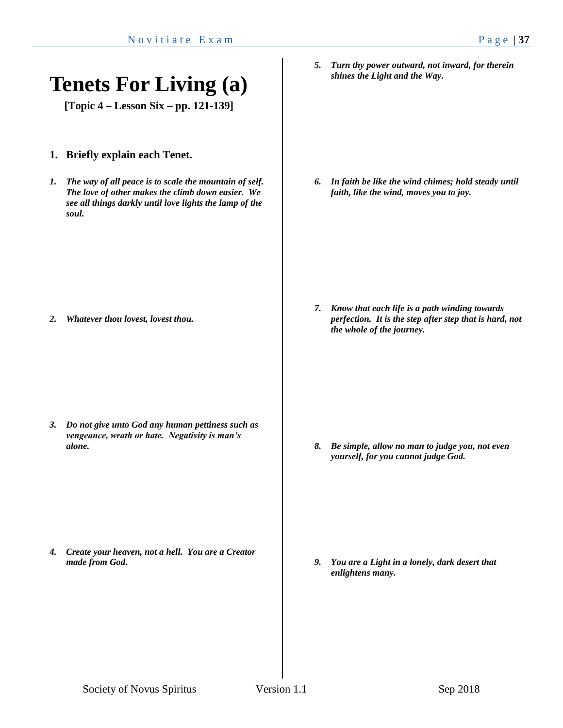# Tenets For Living (a)

**[Topic 4 – Lesson Six – pp. 121-139]**

1. **Briefly explain each Tenet.**

1. ***The way of all peace is to scale the mountain of self. The love of other makes the climb down easier. We see all things darkly until love lights the lamp of the soul.***

2. ***Whatever thou lovest, lovest thou.***

3. ***Do not give unto God any human pettiness such as vengeance, wrath or hate. Negativity is man's alone.***

4. ***Create your heaven, not a hell. You are a Creator made from God.***

5. ***Turn thy power outward, not inward, for therein shines the Light and the Way.***

6. ***In faith be like the wind chimes; hold steady until faith, like the wind, moves you to joy.***

7. ***Know that each life is a path winding towards perfection. It is the step after step that is hard, not the whole of the journey.***

8. ***Be simple, allow no man to judge you, not even yourself, for you cannot judge God.***

9. ***You are a Light in a lonely, dark desert that enlightens many.***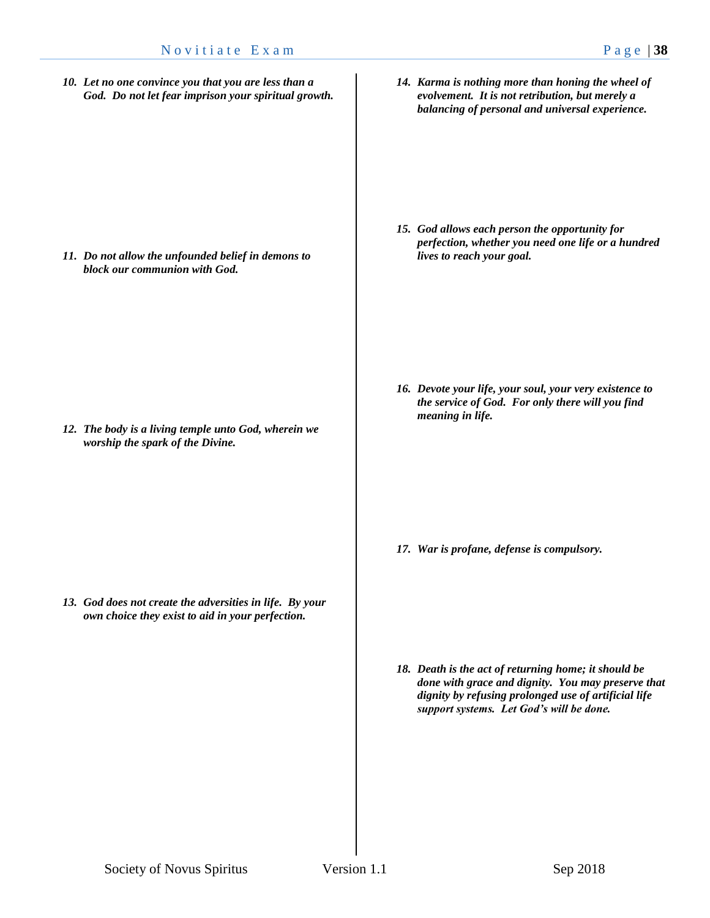10. ***Let no one convince you that you are less than a God. Do not let fear imprison your spiritual growth.***

11. ***Do not allow the unfounded belief in demons to block our communion with God.***

12. ***The body is a living temple unto God, wherein we worship the spark of the Divine.***

13. ***God does not create the adversities in life. By your own choice they exist to aid in your perfection.***

14. ***Karma is nothing more than honing the wheel of evolvement. It is not retribution, but merely a balancing of personal and universal experience.***

15. ***God allows each person the opportunity for perfection, whether you need one life or a hundred lives to reach your goal.***

16. ***Devote your life, your soul, your very existence to the service of God. For only there will you find meaning in life.***

17. ***War is profane, defense is compulsory.***

18. ***Death is the act of returning home; it should be done with grace and dignity. You may preserve that dignity by refusing prolonged use of artificial life support systems. Let God's will be done.***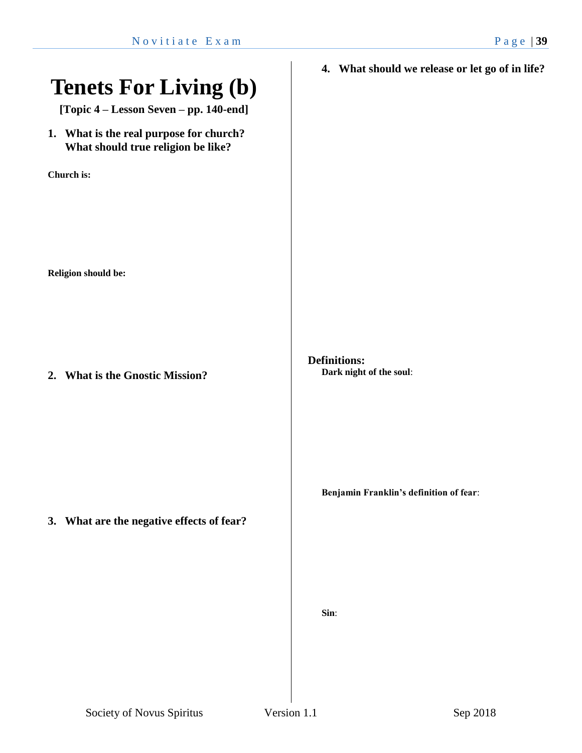# Tenets For Living (b)

**[Topic 4 – Lesson Seven – pp. 140-end]**

1. **What is the real purpose for church? What should true religion be like?**

**Church is:**

**Religion should be:**

2. **What is the Gnostic Mission?**

3. **What are the negative effects of fear?**

4. **What should we release or let go of in life?**

**Definitions:**

**Dark night of the soul**:

**Benjamin Franklin's definition of fear**:

**Sin**: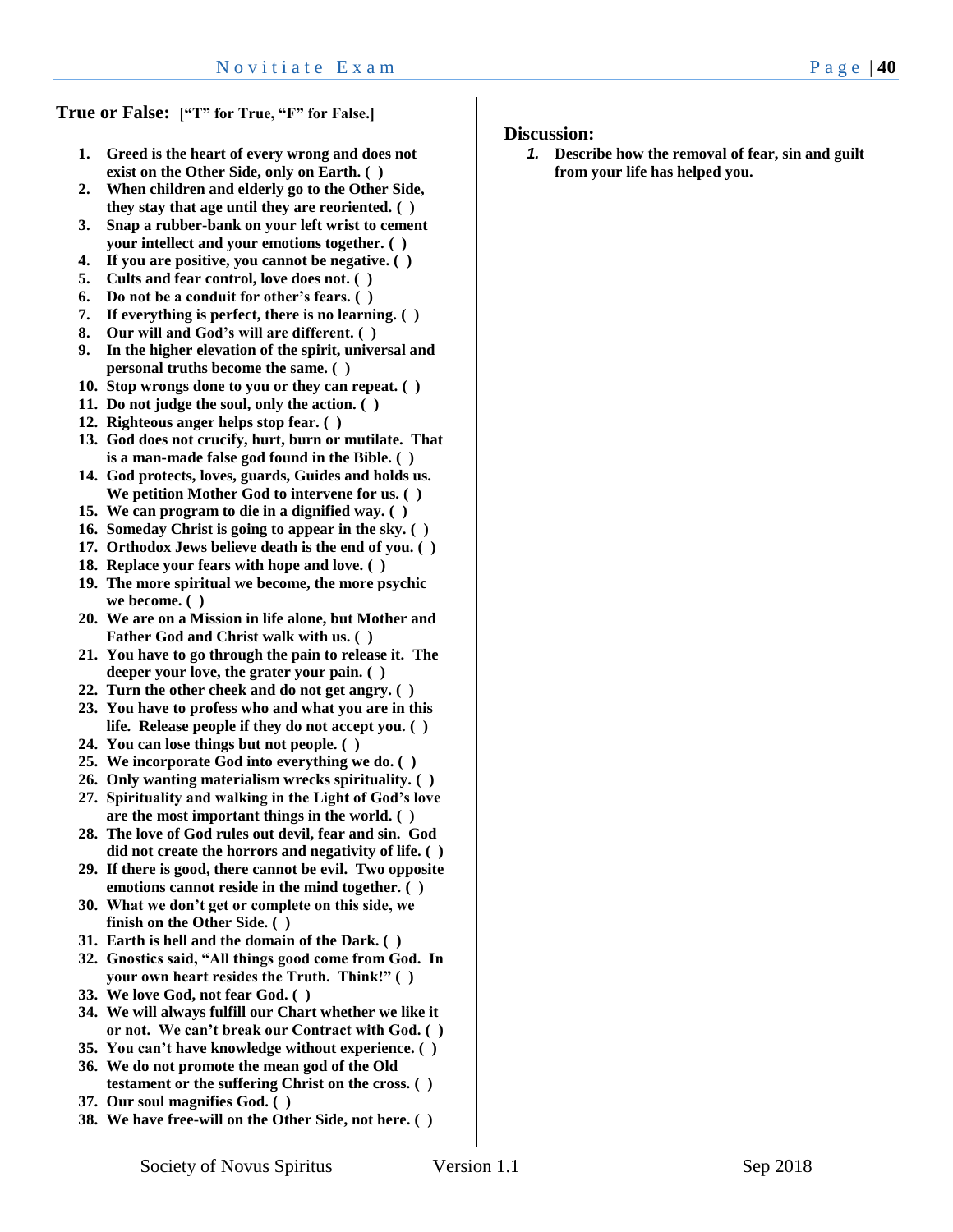**True or False:** **["T" for True, "F" for False.]**

1. **Greed is the heart of every wrong and does not exist on the Other Side, only on Earth. ( )**
2. **When children and elderly go to the Other Side, they stay that age until they are reoriented. ( )**
3. **Snap a rubber-bank on your left wrist to cement your intellect and your emotions together. ( )**
4. **If you are positive, you cannot be negative. ( )**
5. **Cults and fear control, love does not. ( )**
6. **Do not be a conduit for other's fears. ( )**
7. **If everything is perfect, there is no learning. ( )**
8. **Our will and God's will are different. ( )**
9. **In the higher elevation of the spirit, universal and personal truths become the same. ( )**
10. **Stop wrongs done to you or they can repeat. ( )**
11. **Do not judge the soul, only the action. ( )**
12. **Righteous anger helps stop fear. ( )**
13. **God does not crucify, hurt, burn or mutilate. That is a man-made false god found in the Bible. ( )**
14. **God protects, loves, guards, Guides and holds us. We petition Mother God to intervene for us. ( )**
15. **We can program to die in a dignified way. ( )**
16. **Someday Christ is going to appear in the sky. ( )**
17. **Orthodox Jews believe death is the end of you. ( )**
18. **Replace your fears with hope and love. ( )**
19. **The more spiritual we become, the more psychic we become. ( )**
20. **We are on a Mission in life alone, but Mother and Father God and Christ walk with us. ( )**
21. **You have to go through the pain to release it. The deeper your love, the grater your pain. ( )**
22. **Turn the other cheek and do not get angry. ( )**
23. **You have to profess who and what you are in this life. Release people if they do not accept you. ( )**
24. **You can lose things but not people. ( )**
25. **We incorporate God into everything we do. ( )**
26. **Only wanting materialism wrecks spirituality. ( )**
27. **Spirituality and walking in the Light of God's love are the most important things in the world. ( )**
28. **The love of God rules out devil, fear and sin. God did not create the horrors and negativity of life. ( )**
29. **If there is good, there cannot be evil. Two opposite emotions cannot reside in the mind together. ( )**
30. **What we don't get or complete on this side, we finish on the Other Side. ( )**
31. **Earth is hell and the domain of the Dark. ( )**
32. **Gnostics said, "All things good come from God. In your own heart resides the Truth. Think!" ( )**
33. **We love God, not fear God. ( )**
34. **We will always fulfill our Chart whether we like it or not. We can't break our Contract with God. ( )**
35. **You can't have knowledge without experience. ( )**
36. **We do not promote the mean god of the Old testament or the suffering Christ on the cross. ( )**
37. **Our soul magnifies God. ( )**
38. **We have free-will on the Other Side, not here. ( )**

**Discussion:**

1. **Describe how the removal of fear, sin and guilt from your life has helped you.**